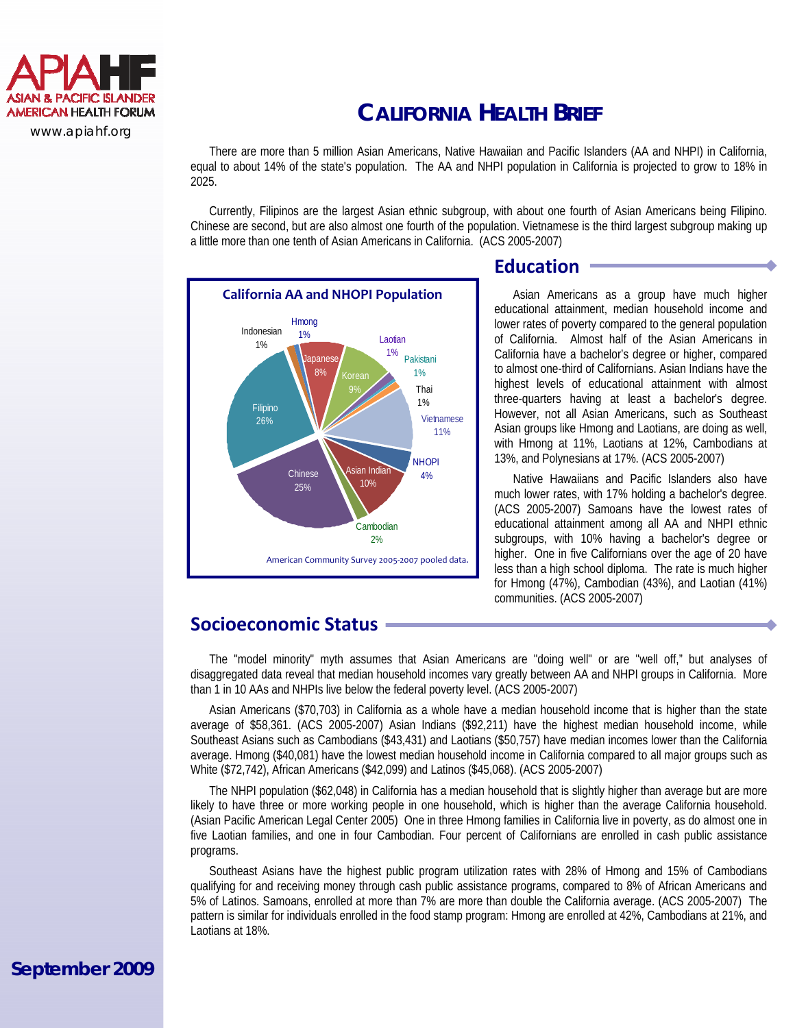APIAHF
ASIAN & PACIFIC ISLANDER AMERICAN HEALTH FORUM
www.apiahf.org

# CALIFORNIA HEALTH BRIEF

There are more than 5 million Asian Americans, Native Hawaiian and Pacific Islanders (AA and NHPI) in California, equal to about 14% of the state's population. The AA and NHPI population in California is projected to grow to 18% in 2025.

Currently, Filipinos are the largest Asian ethnic subgroup, with about one fourth of Asian Americans being Filipino. Chinese are second, but are also almost one fourth of the population. Vietnamese is the third largest subgroup making up a little more than one tenth of Asian Americans in California. (ACS 2005-2007)

**California AA and NHOPI Population**

| Group | Percent |
|---|---|
| Filipino | 26% |
| Chinese | 25% |
| Vietnamese | 11% |
| Asian Indian | 10% |
| Korean | 9% |
| Japanese | 8% |
| NHOPI | 4% |
| Cambodian | 2% |
| Indonesian | 1% |
| Hmong | 1% |
| Laotian | 1% |
| Pakistani | 1% |
| Thai | 1% |

American Community Survey 2005-2007 pooled data.

## Education

Asian Americans as a group have much higher educational attainment, median household income and lower rates of poverty compared to the general population of California. Almost half of the Asian Americans in California have a bachelor's degree or higher, compared to almost one-third of Californians. Asian Indians have the highest levels of educational attainment with almost three-quarters having at least a bachelor's degree. However, not all Asian Americans, such as Southeast Asian groups like Hmong and Laotians, are doing as well, with Hmong at 11%, Laotians at 12%, Cambodians at 13%, and Polynesians at 17%. (ACS 2005-2007)

Native Hawaiians and Pacific Islanders also have much lower rates, with 17% holding a bachelor's degree. (ACS 2005-2007) Samoans have the lowest rates of educational attainment among all AA and NHPI ethnic subgroups, with 10% having a bachelor's degree or higher. One in five Californians over the age of 20 have less than a high school diploma. The rate is much higher for Hmong (47%), Cambodian (43%), and Laotian (41%) communities. (ACS 2005-2007)

## Socioeconomic Status

The "model minority" myth assumes that Asian Americans are "doing well" or are "well off," but analyses of disaggregated data reveal that median household incomes vary greatly between AA and NHPI groups in California. More than 1 in 10 AAs and NHPIs live below the federal poverty level. (ACS 2005-2007)

Asian Americans ($70,703) in California as a whole have a median household income that is higher than the state average of $58,361. (ACS 2005-2007) Asian Indians ($92,211) have the highest median household income, while Southeast Asians such as Cambodians ($43,431) and Laotians ($50,757) have median incomes lower than the California average. Hmong ($40,081) have the lowest median household income in California compared to all major groups such as White ($72,742), African Americans ($42,099) and Latinos ($45,068). (ACS 2005-2007)

The NHPI population ($62,048) in California has a median household that is slightly higher than average but are more likely to have three or more working people in one household, which is higher than the average California household. (Asian Pacific American Legal Center 2005) One in three Hmong families in California live in poverty, as do almost one in five Laotian families, and one in four Cambodian. Four percent of Californians are enrolled in cash public assistance programs.

Southeast Asians have the highest public program utilization rates with 28% of Hmong and 15% of Cambodians qualifying for and receiving money through cash public assistance programs, compared to 8% of African Americans and 5% of Latinos. Samoans, enrolled at more than 7% are more than double the California average. (ACS 2005-2007) The pattern is similar for individuals enrolled in the food stamp program: Hmong are enrolled at 42%, Cambodians at 21%, and Laotians at 18%.

**September 2009**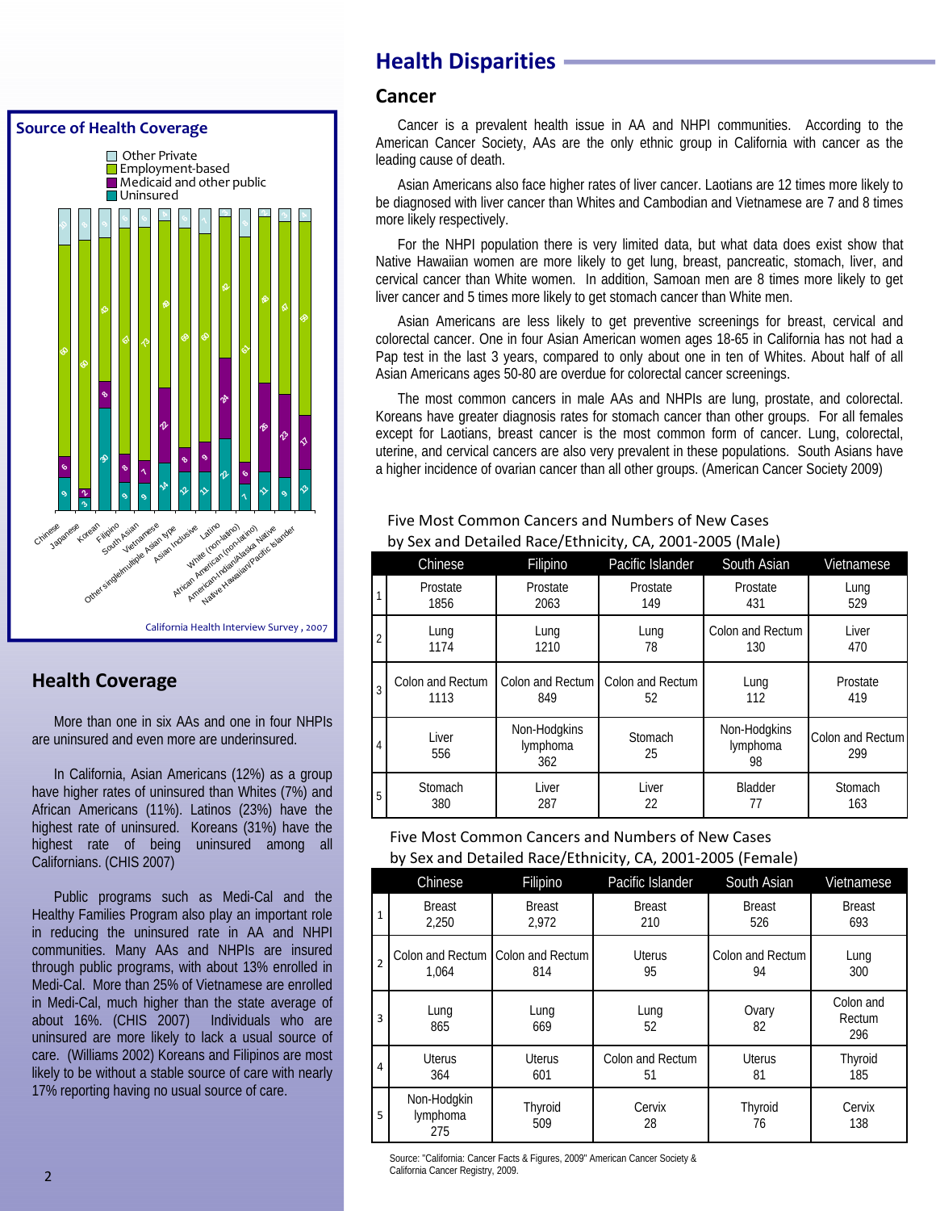# Health Disparities

## Cancer

Cancer is a prevalent health issue in AA and NHPI communities. According to the American Cancer Society, AAs are the only ethnic group in California with cancer as the leading cause of death.

Asian Americans also face higher rates of liver cancer. Laotians are 12 times more likely to be diagnosed with liver cancer than Whites and Cambodian and Vietnamese are 7 and 8 times more likely respectively.

For the NHPI population there is very limited data, but what data does exist show that Native Hawaiian women are more likely to get lung, breast, pancreatic, stomach, liver, and cervical cancer than White women. In addition, Samoan men are 8 times more likely to get liver cancer and 5 times more likely to get stomach cancer than White men.

Asian Americans are less likely to get preventive screenings for breast, cervical and colorectal cancer. One in four Asian American women ages 18-65 in California has not had a Pap test in the last 3 years, compared to only about one in ten of Whites. About half of all Asian Americans ages 50-80 are overdue for colorectal cancer screenings.

The most common cancers in male AAs and NHPIs are lung, prostate, and colorectal. Koreans have greater diagnosis rates for stomach cancer than other groups. For all females except for Laotians, breast cancer is the most common form of cancer. Lung, colorectal, uterine, and cervical cancers are also very prevalent in these populations. South Asians have a higher incidence of ovarian cancer than all other groups. (American Cancer Society 2009)

Five Most Common Cancers and Numbers of New Cases by Sex and Detailed Race/Ethnicity, CA, 2001-2005 (Male)

| | Chinese | Filipino | Pacific Islander | South Asian | Vietnamese |
|---|---|---|---|---|---|
| 1 | Prostate 1856 | Prostate 2063 | Prostate 149 | Prostate 431 | Lung 529 |
| 2 | Lung 1174 | Lung 1210 | Lung 78 | Colon and Rectum 130 | Liver 470 |
| 3 | Colon and Rectum 1113 | Colon and Rectum 849 | Colon and Rectum 52 | Lung 112 | Prostate 419 |
| 4 | Liver 556 | Non-Hodgkins lymphoma 362 | Stomach 25 | Non-Hodgkins lymphoma 98 | Colon and Rectum 299 |
| 5 | Stomach 380 | Liver 287 | Liver 22 | Bladder 77 | Stomach 163 |

Five Most Common Cancers and Numbers of New Cases by Sex and Detailed Race/Ethnicity, CA, 2001-2005 (Female)

| | Chinese | Filipino | Pacific Islander | South Asian | Vietnamese |
|---|---|---|---|---|---|
| 1 | Breast 2,250 | Breast 2,972 | Breast 210 | Breast 526 | Breast 693 |
| 2 | Colon and Rectum 1,064 | Colon and Rectum 814 | Uterus 95 | Colon and Rectum 94 | Lung 300 |
| 3 | Lung 865 | Lung 669 | Lung 52 | Ovary 82 | Colon and Rectum 296 |
| 4 | Uterus 364 | Uterus 601 | Colon and Rectum 51 | Uterus 81 | Thyroid 185 |
| 5 | Non-Hodgkin lymphoma 275 | Thyroid 509 | Cervix 28 | Thyroid 76 | Cervix 138 |

Source: "California: Cancer Facts & Figures, 2009" American Cancer Society & California Cancer Registry, 2009.

## Source of Health Coverage

Legend: Other Private; Employment-based; Medicaid and other public; Uninsured

| Group | Uninsured | Medicaid and other public | Employment-based | Other Private |
|---|---|---|---|---|
| Chinese | 9 | 6 | 68 | 10 |
| Japanese | 3 | 2 | 80 | 8 |
| Korean | 30 | 8 | 43 | 9 |
| Filipino | 9 | 8 | 67 | 5 |
| South Asian | 9 | 7 | 73 | 5 |
| Vietnamese | 14 | 22 | 49 | 3 |
| Other single/multiple Asian type | 12 | 8 | 69 | 6 |
| Asian Inclusive | 11 | 9 | 60 | 7 |
| Latino | 22 | 24 | 42 | 3 |
| White (non-latino) | 7 | 6 | 61 | 9 |
| African American (non-latino) | 11 | 26 | 48 | 3 |
| American Indian/Alaska Native | 9 | 23 | 47 | 5 |
| Native Hawaiian/Pacific Islander | 13 | 17 | 58 | 5 |

California Health Interview Survey, 2007

## Health Coverage

More than one in six AAs and one in four NHPIs are uninsured and even more are underinsured.

In California, Asian Americans (12%) as a group have higher rates of uninsured than Whites (7%) and African Americans (11%). Latinos (23%) have the highest rate of uninsured. Koreans (31%) have the highest rate of being uninsured among all Californians. (CHIS 2007)

Public programs such as Medi-Cal and the Healthy Families Program also play an important role in reducing the uninsured rate in AA and NHPI communities. Many AAs and NHPIs are insured through public programs, with about 13% enrolled in Medi-Cal. More than 25% of Vietnamese are enrolled in Medi-Cal, much higher than the state average of about 16%. (CHIS 2007) Individuals who are uninsured are more likely to lack a usual source of care. (Williams 2002) Koreans and Filipinos are most likely to be without a stable source of care with nearly 17% reporting having no usual source of care.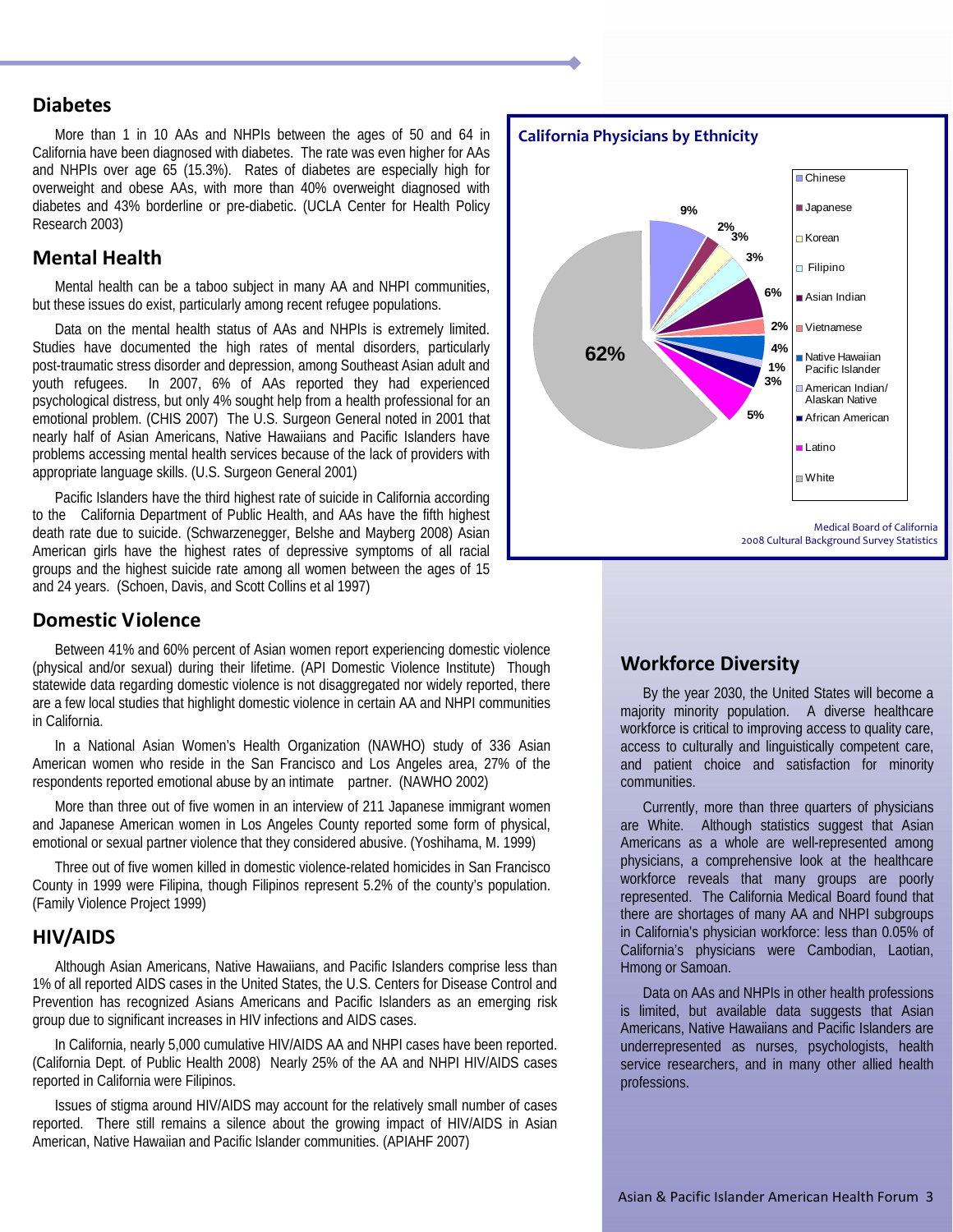## Diabetes

More than 1 in 10 AAs and NHPIs between the ages of 50 and 64 in California have been diagnosed with diabetes. The rate was even higher for AAs and NHPIs over age 65 (15.3%). Rates of diabetes are especially high for overweight and obese AAs, with more than 40% overweight diagnosed with diabetes and 43% borderline or pre-diabetic. (UCLA Center for Health Policy Research 2003)

## Mental Health

Mental health can be a taboo subject in many AA and NHPI communities, but these issues do exist, particularly among recent refugee populations.

Data on the mental health status of AAs and NHPIs is extremely limited. Studies have documented the high rates of mental disorders, particularly post-traumatic stress disorder and depression, among Southeast Asian adult and youth refugees. In 2007, 6% of AAs reported they had experienced psychological distress, but only 4% sought help from a health professional for an emotional problem. (CHIS 2007) The U.S. Surgeon General noted in 2001 that nearly half of Asian Americans, Native Hawaiians and Pacific Islanders have problems accessing mental health services because of the lack of providers with appropriate language skills. (U.S. Surgeon General 2001)

Pacific Islanders have the third highest rate of suicide in California according to the California Department of Public Health, and AAs have the fifth highest death rate due to suicide. (Schwarzenegger, Belshe and Mayberg 2008) Asian American girls have the highest rates of depressive symptoms of all racial groups and the highest suicide rate among all women between the ages of 15 and 24 years. (Schoen, Davis, and Scott Collins et al 1997)

**California Physicians by Ethnicity**

| Ethnicity | Percent |
|---|---|
| Chinese | 9% |
| Japanese | 2% |
| Korean | 3% |
| Filipino | 3% |
| Asian Indian | 6% |
| Vietnamese | 2% |
| Native Hawaiian Pacific Islander | 4% |
| American Indian/ Alaskan Native | 1% |
| African American | 3% |
| Latino | 5% |
| White | 62% |

Medical Board of California
2008 Cultural Background Survey Statistics

## Domestic Violence

Between 41% and 60% percent of Asian women report experiencing domestic violence (physical and/or sexual) during their lifetime. (API Domestic Violence Institute) Though statewide data regarding domestic violence is not disaggregated nor widely reported, there are a few local studies that highlight domestic violence in certain AA and NHPI communities in California.

In a National Asian Women's Health Organization (NAWHO) study of 336 Asian American women who reside in the San Francisco and Los Angeles area, 27% of the respondents reported emotional abuse by an intimate partner. (NAWHO 2002)

More than three out of five women in an interview of 211 Japanese immigrant women and Japanese American women in Los Angeles County reported some form of physical, emotional or sexual partner violence that they considered abusive. (Yoshihama, M. 1999)

Three out of five women killed in domestic violence-related homicides in San Francisco County in 1999 were Filipina, though Filipinos represent 5.2% of the county's population. (Family Violence Project 1999)

## HIV/AIDS

Although Asian Americans, Native Hawaiians, and Pacific Islanders comprise less than 1% of all reported AIDS cases in the United States, the U.S. Centers for Disease Control and Prevention has recognized Asians Americans and Pacific Islanders as an emerging risk group due to significant increases in HIV infections and AIDS cases.

In California, nearly 5,000 cumulative HIV/AIDS AA and NHPI cases have been reported. (California Dept. of Public Health 2008) Nearly 25% of the AA and NHPI HIV/AIDS cases reported in California were Filipinos.

Issues of stigma around HIV/AIDS may account for the relatively small number of cases reported. There still remains a silence about the growing impact of HIV/AIDS in Asian American, Native Hawaiian and Pacific Islander communities. (APIAHF 2007)

## Workforce Diversity

By the year 2030, the United States will become a majority minority population. A diverse healthcare workforce is critical to improving access to quality care, access to culturally and linguistically competent care, and patient choice and satisfaction for minority communities.

Currently, more than three quarters of physicians are White. Although statistics suggest that Asian Americans as a whole are well-represented among physicians, a comprehensive look at the healthcare workforce reveals that many groups are poorly represented. The California Medical Board found that there are shortages of many AA and NHPI subgroups in California's physician workforce: less than 0.05% of California's physicians were Cambodian, Laotian, Hmong or Samoan.

Data on AAs and NHPIs in other health professions is limited, but available data suggests that Asian Americans, Native Hawaiians and Pacific Islanders are underrepresented as nurses, psychologists, health service researchers, and in many other allied health professions.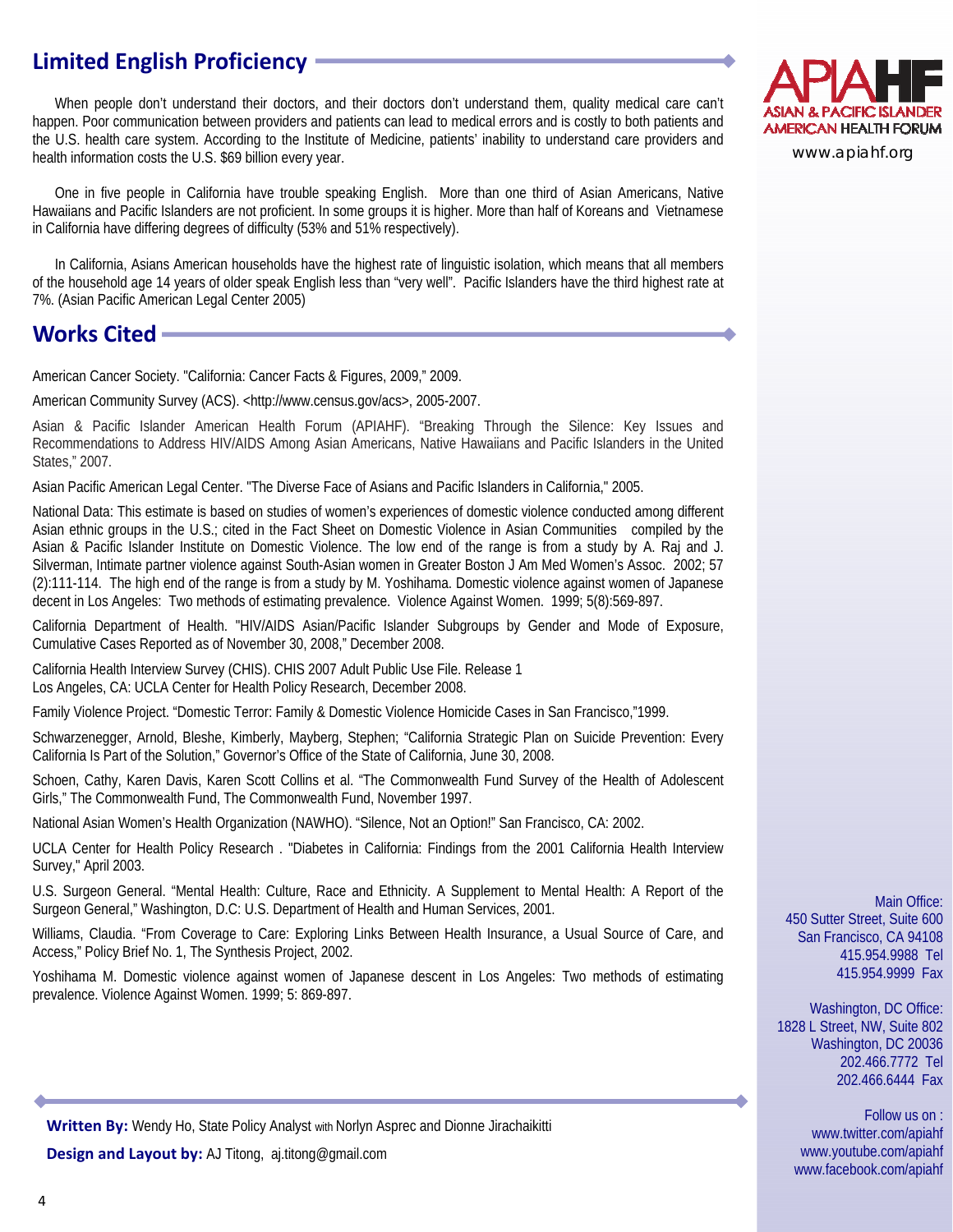## Limited English Proficiency

When people don't understand their doctors, and their doctors don't understand them, quality medical care can't happen. Poor communication between providers and patients can lead to medical errors and is costly to both patients and the U.S. health care system. According to the Institute of Medicine, patients' inability to understand care providers and health information costs the U.S. $69 billion every year.

One in five people in California have trouble speaking English. More than one third of Asian Americans, Native Hawaiians and Pacific Islanders are not proficient. In some groups it is higher. More than half of Koreans and Vietnamese in California have differing degrees of difficulty (53% and 51% respectively).

In California, Asians American households have the highest rate of linguistic isolation, which means that all members of the household age 14 years of older speak English less than "very well". Pacific Islanders have the third highest rate at 7%. (Asian Pacific American Legal Center 2005)

## Works Cited

American Cancer Society. "California: Cancer Facts & Figures, 2009," 2009.

American Community Survey (ACS). <http://www.census.gov/acs>, 2005-2007.

Asian & Pacific Islander American Health Forum (APIAHF). "Breaking Through the Silence: Key Issues and Recommendations to Address HIV/AIDS Among Asian Americans, Native Hawaiians and Pacific Islanders in the United States," 2007.

Asian Pacific American Legal Center. "The Diverse Face of Asians and Pacific Islanders in California," 2005.

National Data: This estimate is based on studies of women's experiences of domestic violence conducted among different Asian ethnic groups in the U.S.; cited in the Fact Sheet on Domestic Violence in Asian Communities compiled by the Asian & Pacific Islander Institute on Domestic Violence. The low end of the range is from a study by A. Raj and J. Silverman, Intimate partner violence against South-Asian women in Greater Boston J Am Med Women's Assoc. 2002; 57 (2):111-114. The high end of the range is from a study by M. Yoshihama. Domestic violence against women of Japanese decent in Los Angeles: Two methods of estimating prevalence. Violence Against Women. 1999; 5(8):569-897.

California Department of Health. "HIV/AIDS Asian/Pacific Islander Subgroups by Gender and Mode of Exposure, Cumulative Cases Reported as of November 30, 2008," December 2008.

California Health Interview Survey (CHIS). CHIS 2007 Adult Public Use File. Release 1
Los Angeles, CA: UCLA Center for Health Policy Research, December 2008.

Family Violence Project. "Domestic Terror: Family & Domestic Violence Homicide Cases in San Francisco,"1999.

Schwarzenegger, Arnold, Bleshe, Kimberly, Mayberg, Stephen; "California Strategic Plan on Suicide Prevention: Every California Is Part of the Solution," Governor's Office of the State of California, June 30, 2008.

Schoen, Cathy, Karen Davis, Karen Scott Collins et al. "The Commonwealth Fund Survey of the Health of Adolescent Girls," The Commonwealth Fund, The Commonwealth Fund, November 1997.

National Asian Women's Health Organization (NAWHO). "Silence, Not an Option!" San Francisco, CA: 2002.

UCLA Center for Health Policy Research . "Diabetes in California: Findings from the 2001 California Health Interview Survey," April 2003.

U.S. Surgeon General. "Mental Health: Culture, Race and Ethnicity. A Supplement to Mental Health: A Report of the Surgeon General," Washington, D.C: U.S. Department of Health and Human Services, 2001.

Williams, Claudia. "From Coverage to Care: Exploring Links Between Health Insurance, a Usual Source of Care, and Access," Policy Brief No. 1, The Synthesis Project, 2002.

Yoshihama M. Domestic violence against women of Japanese descent in Los Angeles: Two methods of estimating prevalence. Violence Against Women. 1999; 5: 869-897.

**Written By:** Wendy Ho, State Policy Analyst with Norlyn Asprec and Dionne Jirachaikitti

**Design and Layout by:** AJ Titong, aj.titong@gmail.com

APIAHF
ASIAN & PACIFIC ISLANDER AMERICAN HEALTH FORUM
www.apiahf.org

Main Office:
450 Sutter Street, Suite 600
San Francisco, CA 94108
415.954.9988 Tel
415.954.9999 Fax

Washington, DC Office:
1828 L Street, NW, Suite 802
Washington, DC 20036
202.466.7772 Tel
202.466.6444 Fax

Follow us on :
www.twitter.com/apiahf
www.youtube.com/apiahf
www.facebook.com/apiahf